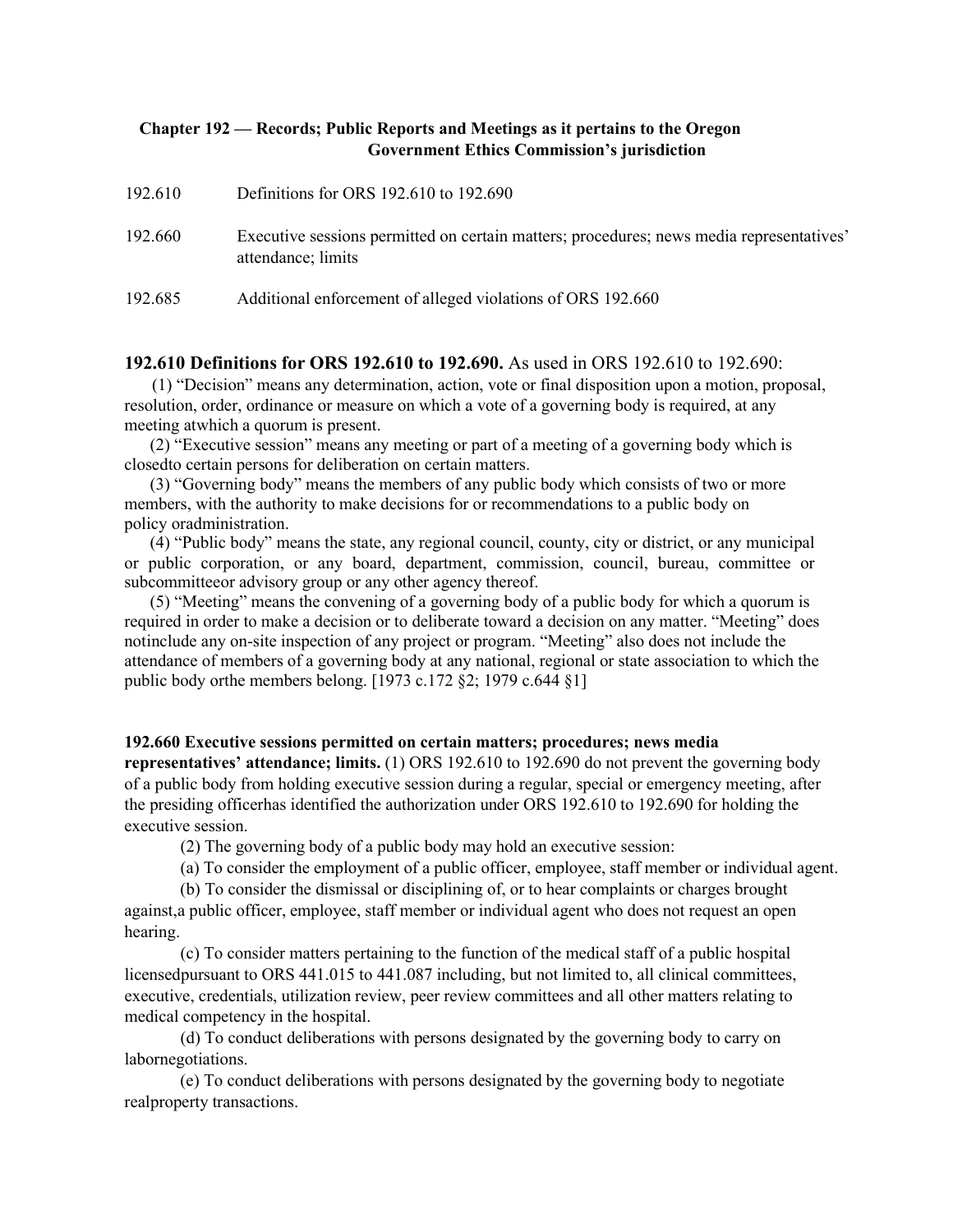## Chapter 192 — Records; Public Reports and Meetings as it pertains to the Oregon Government Ethics Commission's jurisdiction

| | |
|---|---|
| 192.610 | Definitions for ORS 192.610 to 192.690 |
| 192.660 | Executive sessions permitted on certain matters; procedures; news media representatives' attendance; limits |
| 192.685 | Additional enforcement of alleged violations of ORS 192.660 |

**192.610 Definitions for ORS 192.610 to 192.690.** As used in ORS 192.610 to 192.690:

(1) "Decision" means any determination, action, vote or final disposition upon a motion, proposal, resolution, order, ordinance or measure on which a vote of a governing body is required, at any meeting atwhich a quorum is present.

(2) "Executive session" means any meeting or part of a meeting of a governing body which is closedto certain persons for deliberation on certain matters.

(3) "Governing body" means the members of any public body which consists of two or more members, with the authority to make decisions for or recommendations to a public body on policy oradministration.

(4) "Public body" means the state, any regional council, county, city or district, or any municipal or public corporation, or any board, department, commission, council, bureau, committee or subcommitteeor advisory group or any other agency thereof.

(5) "Meeting" means the convening of a governing body of a public body for which a quorum is required in order to make a decision or to deliberate toward a decision on any matter. "Meeting" does notinclude any on-site inspection of any project or program. "Meeting" also does not include the attendance of members of a governing body at any national, regional or state association to which the public body orthe members belong. [1973 c.172 §2; 1979 c.644 §1]

**192.660 Executive sessions permitted on certain matters; procedures; news media representatives' attendance; limits.** (1) ORS 192.610 to 192.690 do not prevent the governing body of a public body from holding executive session during a regular, special or emergency meeting, after the presiding officerhas identified the authorization under ORS 192.610 to 192.690 for holding the executive session.

(2) The governing body of a public body may hold an executive session:

(a) To consider the employment of a public officer, employee, staff member or individual agent.

(b) To consider the dismissal or disciplining of, or to hear complaints or charges brought against,a public officer, employee, staff member or individual agent who does not request an open hearing.

(c) To consider matters pertaining to the function of the medical staff of a public hospital licensedpursuant to ORS 441.015 to 441.087 including, but not limited to, all clinical committees, executive, credentials, utilization review, peer review committees and all other matters relating to medical competency in the hospital.

(d) To conduct deliberations with persons designated by the governing body to carry on labornegotiations.

(e) To conduct deliberations with persons designated by the governing body to negotiate realproperty transactions.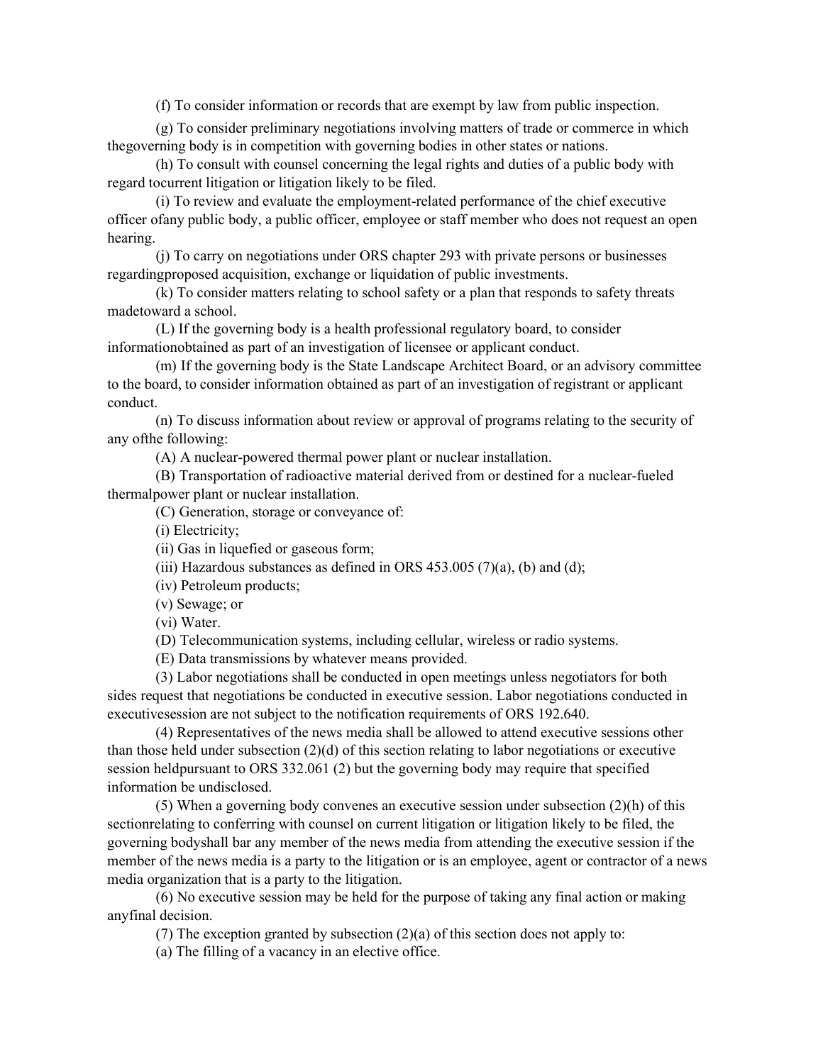(f) To consider information or records that are exempt by law from public inspection.

(g) To consider preliminary negotiations involving matters of trade or commerce in which thegoverning body is in competition with governing bodies in other states or nations.

(h) To consult with counsel concerning the legal rights and duties of a public body with regard tocurrent litigation or litigation likely to be filed.

(i) To review and evaluate the employment-related performance of the chief executive officer ofany public body, a public officer, employee or staff member who does not request an open hearing.

(j) To carry on negotiations under ORS chapter 293 with private persons or businesses regardingproposed acquisition, exchange or liquidation of public investments.

(k) To consider matters relating to school safety or a plan that responds to safety threats madetoward a school.

(L) If the governing body is a health professional regulatory board, to consider informationobtained as part of an investigation of licensee or applicant conduct.

(m) If the governing body is the State Landscape Architect Board, or an advisory committee to the board, to consider information obtained as part of an investigation of registrant or applicant conduct.

(n) To discuss information about review or approval of programs relating to the security of any ofthe following:

(A) A nuclear-powered thermal power plant or nuclear installation.

(B) Transportation of radioactive material derived from or destined for a nuclear-fueled thermalpower plant or nuclear installation.

(C) Generation, storage or conveyance of:

(i) Electricity;

(ii) Gas in liquefied or gaseous form;

(iii) Hazardous substances as defined in ORS 453.005 (7)(a), (b) and (d);

(iv) Petroleum products;

(v) Sewage; or

(vi) Water.

(D) Telecommunication systems, including cellular, wireless or radio systems.

(E) Data transmissions by whatever means provided.

(3) Labor negotiations shall be conducted in open meetings unless negotiators for both sides request that negotiations be conducted in executive session. Labor negotiations conducted in executivesession are not subject to the notification requirements of ORS 192.640.

(4) Representatives of the news media shall be allowed to attend executive sessions other than those held under subsection (2)(d) of this section relating to labor negotiations or executive session heldpursuant to ORS 332.061 (2) but the governing body may require that specified information be undisclosed.

(5) When a governing body convenes an executive session under subsection (2)(h) of this sectionrelating to conferring with counsel on current litigation or litigation likely to be filed, the governing bodyshall bar any member of the news media from attending the executive session if the member of the news media is a party to the litigation or is an employee, agent or contractor of a news media organization that is a party to the litigation.

(6) No executive session may be held for the purpose of taking any final action or making anyfinal decision.

(7) The exception granted by subsection (2)(a) of this section does not apply to:

(a) The filling of a vacancy in an elective office.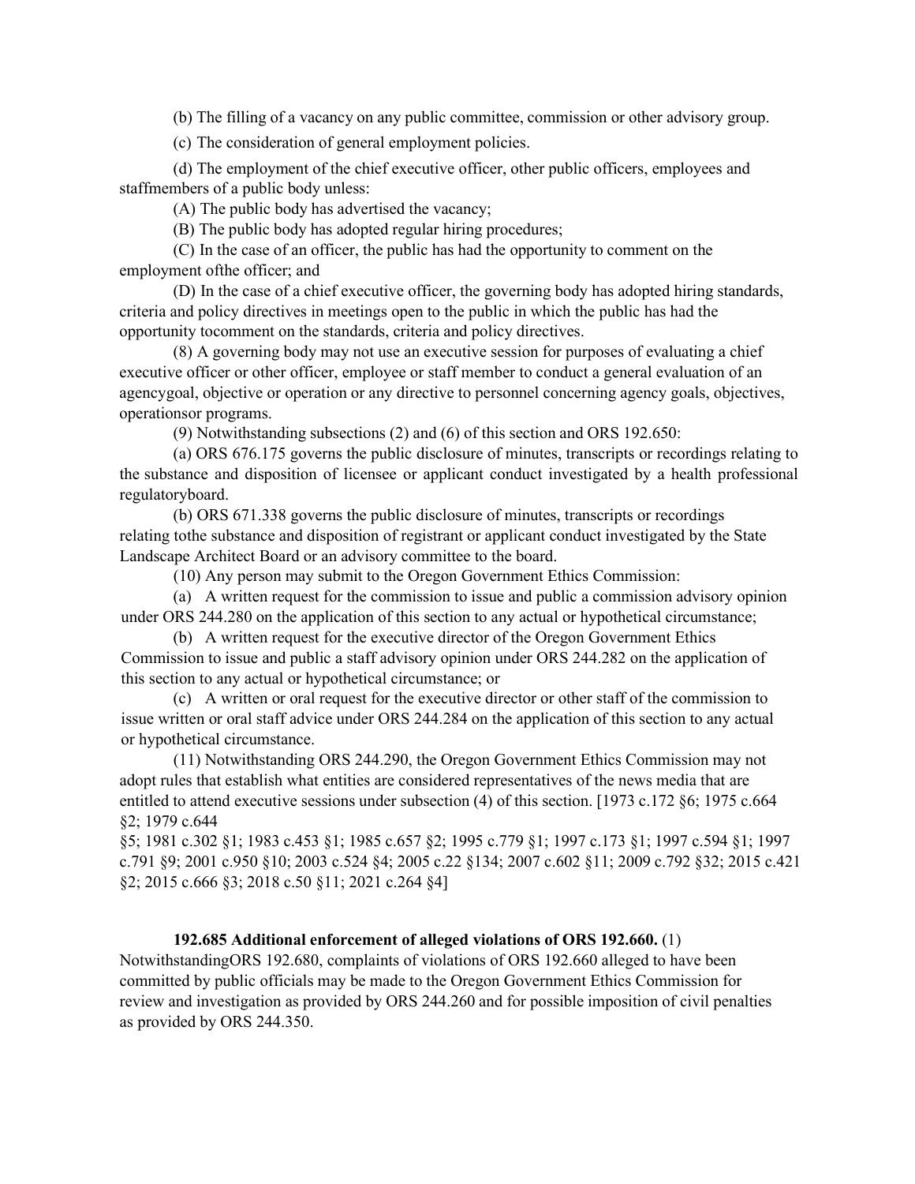(b) The filling of a vacancy on any public committee, commission or other advisory group.

(c) The consideration of general employment policies.

(d) The employment of the chief executive officer, other public officers, employees and staffmembers of a public body unless:

(A) The public body has advertised the vacancy;

(B) The public body has adopted regular hiring procedures;

(C) In the case of an officer, the public has had the opportunity to comment on the employment ofthe officer; and

(D) In the case of a chief executive officer, the governing body has adopted hiring standards, criteria and policy directives in meetings open to the public in which the public has had the opportunity tocomment on the standards, criteria and policy directives.

(8) A governing body may not use an executive session for purposes of evaluating a chief executive officer or other officer, employee or staff member to conduct a general evaluation of an agencygoal, objective or operation or any directive to personnel concerning agency goals, objectives, operationsor programs.

(9) Notwithstanding subsections (2) and (6) of this section and ORS 192.650:

(a) ORS 676.175 governs the public disclosure of minutes, transcripts or recordings relating to the substance and disposition of licensee or applicant conduct investigated by a health professional regulatoryboard.

(b) ORS 671.338 governs the public disclosure of minutes, transcripts or recordings relating tothe substance and disposition of registrant or applicant conduct investigated by the State Landscape Architect Board or an advisory committee to the board.

(10) Any person may submit to the Oregon Government Ethics Commission:

(a) A written request for the commission to issue and public a commission advisory opinion under ORS 244.280 on the application of this section to any actual or hypothetical circumstance;

(b) A written request for the executive director of the Oregon Government Ethics Commission to issue and public a staff advisory opinion under ORS 244.282 on the application of this section to any actual or hypothetical circumstance; or

(c) A written or oral request for the executive director or other staff of the commission to issue written or oral staff advice under ORS 244.284 on the application of this section to any actual or hypothetical circumstance.

(11) Notwithstanding ORS 244.290, the Oregon Government Ethics Commission may not adopt rules that establish what entities are considered representatives of the news media that are entitled to attend executive sessions under subsection (4) of this section. [1973 c.172 §6; 1975 c.664 §2; 1979 c.644 §5; 1981 c.302 §1; 1983 c.453 §1; 1985 c.657 §2; 1995 c.779 §1; 1997 c.173 §1; 1997 c.594 §1; 1997 c.791 §9; 2001 c.950 §10; 2003 c.524 §4; 2005 c.22 §134; 2007 c.602 §11; 2009 c.792 §32; 2015 c.421 §2; 2015 c.666 §3; 2018 c.50 §11; 2021 c.264 §4]

**192.685 Additional enforcement of alleged violations of ORS 192.660.** (1) NotwithstandingORS 192.680, complaints of violations of ORS 192.660 alleged to have been committed by public officials may be made to the Oregon Government Ethics Commission for review and investigation as provided by ORS 244.260 and for possible imposition of civil penalties as provided by ORS 244.350.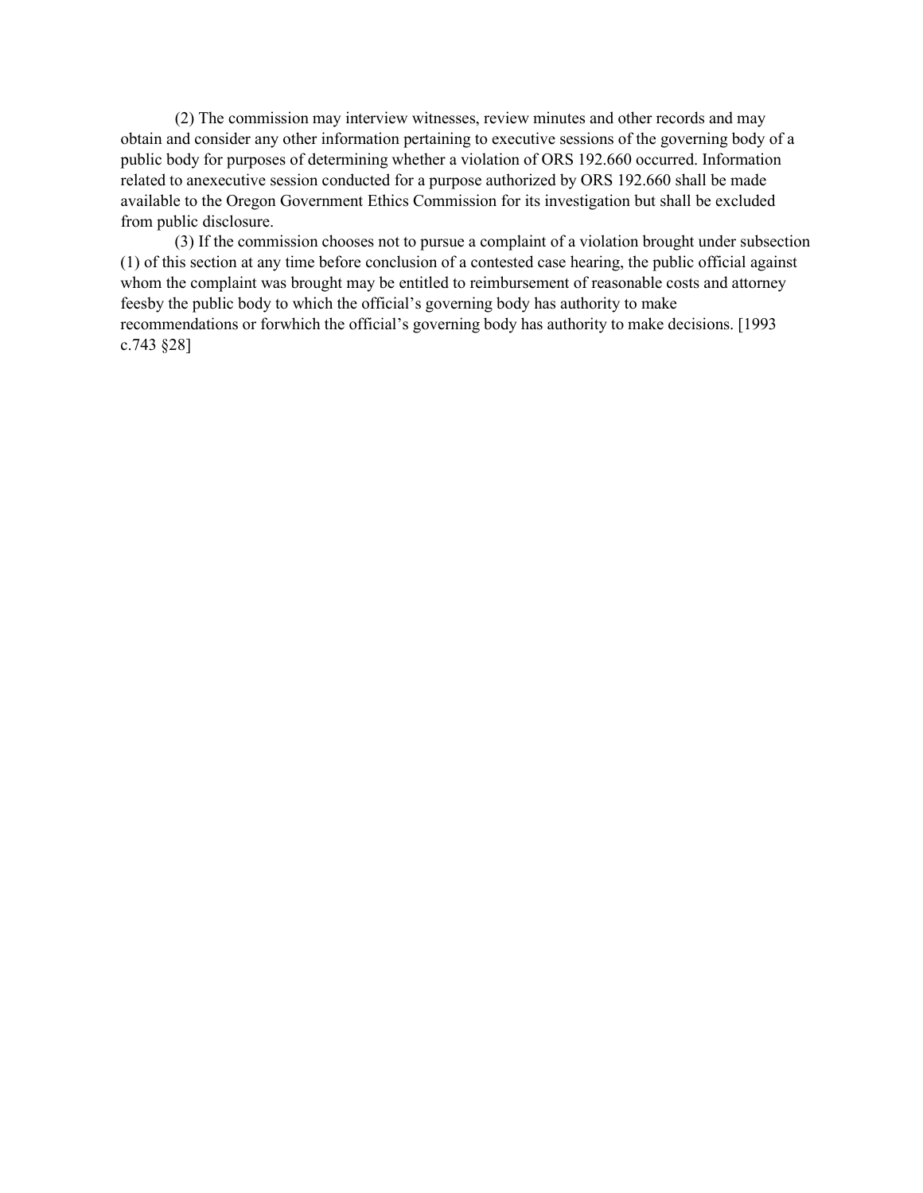(2) The commission may interview witnesses, review minutes and other records and may obtain and consider any other information pertaining to executive sessions of the governing body of a public body for purposes of determining whether a violation of ORS 192.660 occurred. Information related to anexecutive session conducted for a purpose authorized by ORS 192.660 shall be made available to the Oregon Government Ethics Commission for its investigation but shall be excluded from public disclosure.

(3) If the commission chooses not to pursue a complaint of a violation brought under subsection (1) of this section at any time before conclusion of a contested case hearing, the public official against whom the complaint was brought may be entitled to reimbursement of reasonable costs and attorney feesby the public body to which the official's governing body has authority to make recommendations or forwhich the official's governing body has authority to make decisions. [1993 c.743 §28]